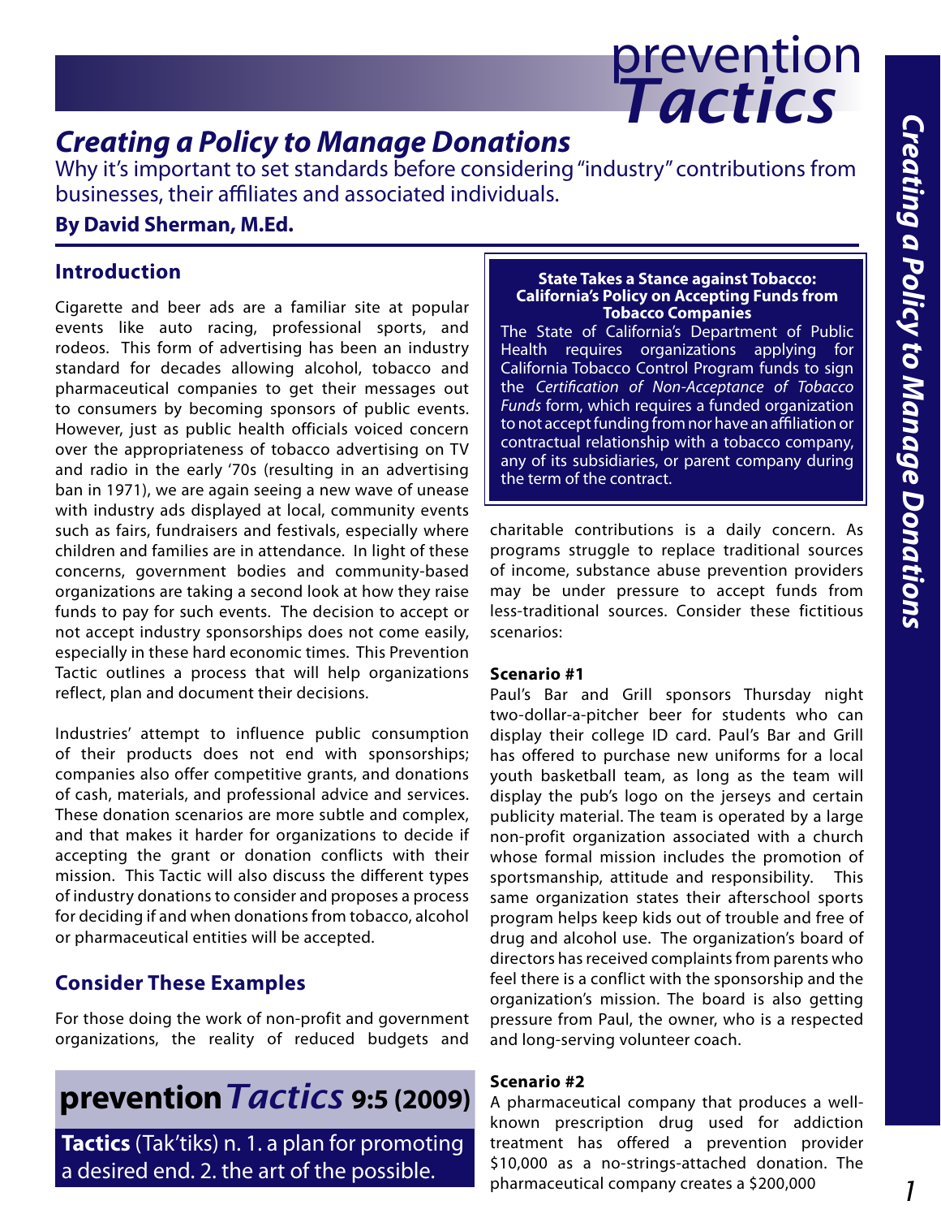# Creating a Policy to Manage Donations

Why it's important to set standards before considering "industry" contributions from businesses, their affiliates and associated individuals.

**By David Sherman, M.Ed.**

## Introduction

Cigarette and beer ads are a familiar site at popular events like auto racing, professional sports, and rodeos. This form of advertising has been an industry standard for decades allowing alcohol, tobacco and pharmaceutical companies to get their messages out to consumers by becoming sponsors of public events. However, just as public health officials voiced concern over the appropriateness of tobacco advertising on TV and radio in the early '70s (resulting in an advertising ban in 1971), we are again seeing a new wave of unease with industry ads displayed at local, community events such as fairs, fundraisers and festivals, especially where children and families are in attendance. In light of these concerns, government bodies and community-based organizations are taking a second look at how they raise funds to pay for such events. The decision to accept or not accept industry sponsorships does not come easily, especially in these hard economic times. This Prevention Tactic outlines a process that will help organizations reflect, plan and document their decisions.

Industries' attempt to influence public consumption of their products does not end with sponsorships; companies also offer competitive grants, and donations of cash, materials, and professional advice and services. These donation scenarios are more subtle and complex, and that makes it harder for organizations to decide if accepting the grant or donation conflicts with their mission. This Tactic will also discuss the different types of industry donations to consider and proposes a process for deciding if and when donations from tobacco, alcohol or pharmaceutical entities will be accepted.

## Consider These Examples

For those doing the work of non-profit and government organizations, the reality of reduced budgets and charitable contributions is a daily concern. As programs struggle to replace traditional sources of income, substance abuse prevention providers may be under pressure to accept funds from less-traditional sources. Consider these fictitious scenarios:

**State Takes a Stance against Tobacco: California's Policy on Accepting Funds from Tobacco Companies**

The State of California's Department of Public Health requires organizations applying for California Tobacco Control Program funds to sign the *Certification of Non-Acceptance of Tobacco Funds* form, which requires a funded organization to not accept funding from nor have an affiliation or contractual relationship with a tobacco company, any of its subsidiaries, or parent company during the term of the contract.

**Scenario #1**

Paul's Bar and Grill sponsors Thursday night two-dollar-a-pitcher beer for students who can display their college ID card. Paul's Bar and Grill has offered to purchase new uniforms for a local youth basketball team, as long as the team will display the pub's logo on the jerseys and certain publicity material. The team is operated by a large non-profit organization associated with a church whose formal mission includes the promotion of sportsmanship, attitude and responsibility. This same organization states their afterschool sports program helps keep kids out of trouble and free of drug and alcohol use. The organization's board of directors has received complaints from parents who feel there is a conflict with the sponsorship and the organization's mission. The board is also getting pressure from Paul, the owner, who is a respected and long-serving volunteer coach.

**Scenario #2**

A pharmaceutical company that produces a well-known prescription drug used for addiction treatment has offered a prevention provider $10,000 as a no-strings-attached donation. The pharmaceutical company creates a $200,000

**prevention*Tactics* 9:5 (2009)**

**Tactics** (Tak'tiks) n. 1. a plan for promoting a desired end. 2. the art of the possible.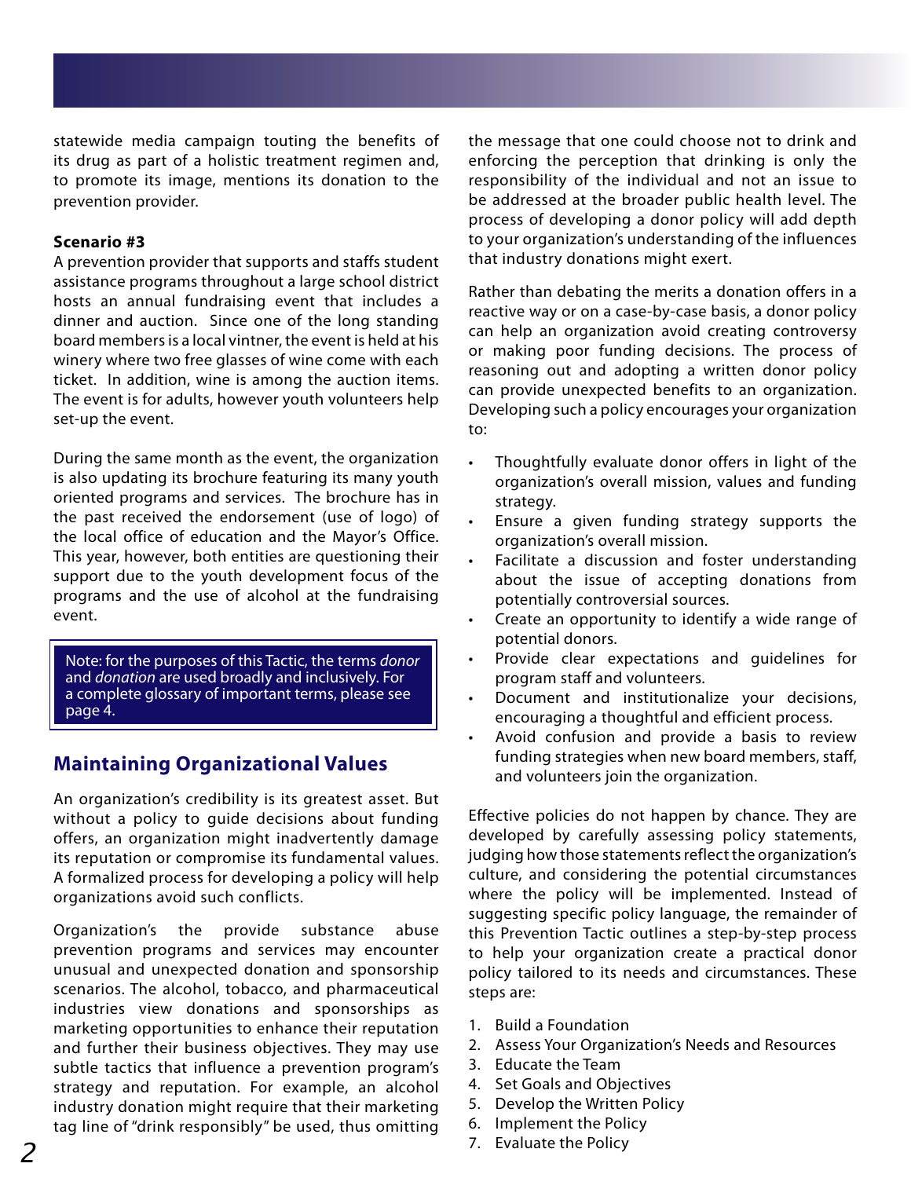statewide media campaign touting the benefits of its drug as part of a holistic treatment regimen and, to promote its image, mentions its donation to the prevention provider.

**Scenario #3**

A prevention provider that supports and staffs student assistance programs throughout a large school district hosts an annual fundraising event that includes a dinner and auction. Since one of the long standing board members is a local vintner, the event is held at his winery where two free glasses of wine come with each ticket. In addition, wine is among the auction items. The event is for adults, however youth volunteers help set-up the event.

During the same month as the event, the organization is also updating its brochure featuring its many youth oriented programs and services. The brochure has in the past received the endorsement (use of logo) of the local office of education and the Mayor's Office. This year, however, both entities are questioning their support due to the youth development focus of the programs and the use of alcohol at the fundraising event.

> Note: for the purposes of this Tactic, the terms *donor* and *donation* are used broadly and inclusively. For a complete glossary of important terms, please see page 4.

## Maintaining Organizational Values

An organization's credibility is its greatest asset. But without a policy to guide decisions about funding offers, an organization might inadvertently damage its reputation or compromise its fundamental values. A formalized process for developing a policy will help organizations avoid such conflicts.

Organization's the provide substance abuse prevention programs and services may encounter unusual and unexpected donation and sponsorship scenarios. The alcohol, tobacco, and pharmaceutical industries view donations and sponsorships as marketing opportunities to enhance their reputation and further their business objectives. They may use subtle tactics that influence a prevention program's strategy and reputation. For example, an alcohol industry donation might require that their marketing tag line of "drink responsibly" be used, thus omitting the message that one could choose not to drink and enforcing the perception that drinking is only the responsibility of the individual and not an issue to be addressed at the broader public health level. The process of developing a donor policy will add depth to your organization's understanding of the influences that industry donations might exert.

Rather than debating the merits a donation offers in a reactive way or on a case-by-case basis, a donor policy can help an organization avoid creating controversy or making poor funding decisions. The process of reasoning out and adopting a written donor policy can provide unexpected benefits to an organization. Developing such a policy encourages your organization to:

- Thoughtfully evaluate donor offers in light of the organization's overall mission, values and funding strategy.
- Ensure a given funding strategy supports the organization's overall mission.
- Facilitate a discussion and foster understanding about the issue of accepting donations from potentially controversial sources.
- Create an opportunity to identify a wide range of potential donors.
- Provide clear expectations and guidelines for program staff and volunteers.
- Document and institutionalize your decisions, encouraging a thoughtful and efficient process.
- Avoid confusion and provide a basis to review funding strategies when new board members, staff, and volunteers join the organization.

Effective policies do not happen by chance. They are developed by carefully assessing policy statements, judging how those statements reflect the organization's culture, and considering the potential circumstances where the policy will be implemented. Instead of suggesting specific policy language, the remainder of this Prevention Tactic outlines a step-by-step process to help your organization create a practical donor policy tailored to its needs and circumstances. These steps are:

1. Build a Foundation
2. Assess Your Organization's Needs and Resources
3. Educate the Team
4. Set Goals and Objectives
5. Develop the Written Policy
6. Implement the Policy
7. Evaluate the Policy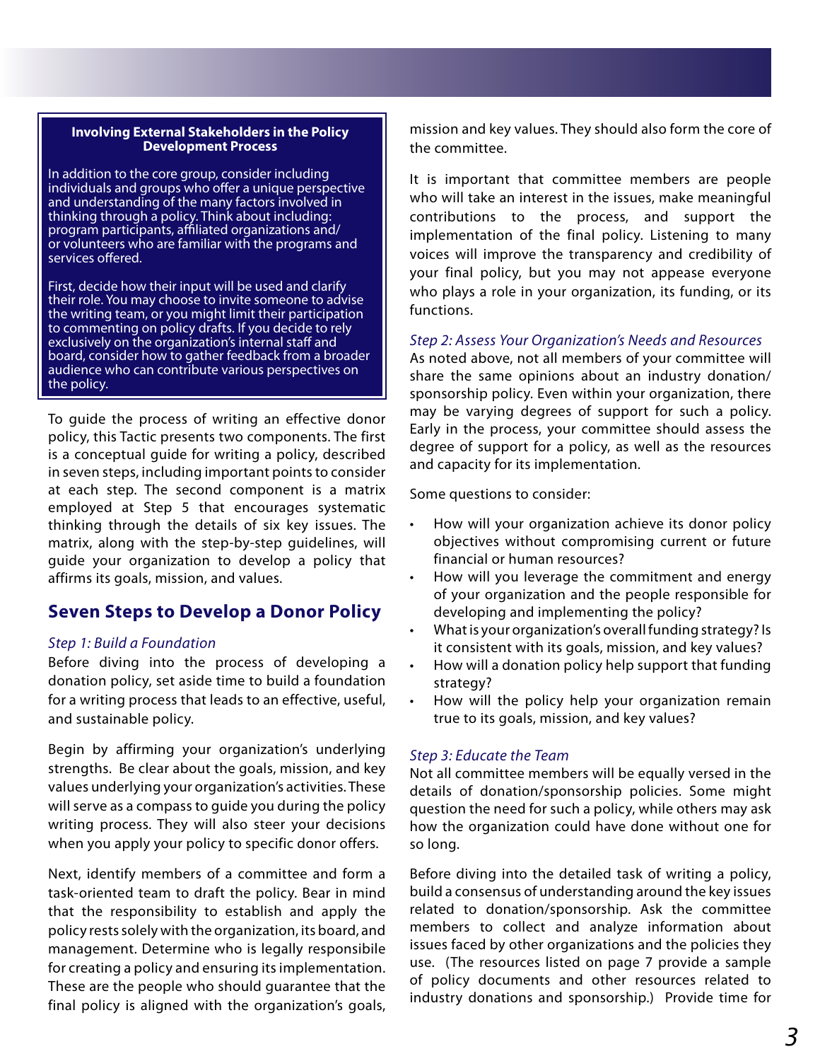**Involving External Stakeholders in the Policy Development Process**

In addition to the core group, consider including individuals and groups who offer a unique perspective and understanding of the many factors involved in thinking through a policy. Think about including: program participants, affiliated organizations and/or volunteers who are familiar with the programs and services offered.

First, decide how their input will be used and clarify their role. You may choose to invite someone to advise the writing team, or you might limit their participation to commenting on policy drafts. If you decide to rely exclusively on the organization's internal staff and board, consider how to gather feedback from a broader audience who can contribute various perspectives on the policy.

To guide the process of writing an effective donor policy, this Tactic presents two components. The first is a conceptual guide for writing a policy, described in seven steps, including important points to consider at each step. The second component is a matrix employed at Step 5 that encourages systematic thinking through the details of six key issues. The matrix, along with the step-by-step guidelines, will guide your organization to develop a policy that affirms its goals, mission, and values.

## Seven Steps to Develop a Donor Policy

### *Step 1: Build a Foundation*

Before diving into the process of developing a donation policy, set aside time to build a foundation for a writing process that leads to an effective, useful, and sustainable policy.

Begin by affirming your organization's underlying strengths. Be clear about the goals, mission, and key values underlying your organization's activities. These will serve as a compass to guide you during the policy writing process. They will also steer your decisions when you apply your policy to specific donor offers.

Next, identify members of a committee and form a task-oriented team to draft the policy. Bear in mind that the responsibility to establish and apply the policy rests solely with the organization, its board, and management. Determine who is legally responsibile for creating a policy and ensuring its implementation. These are the people who should guarantee that the final policy is aligned with the organization's goals, mission and key values. They should also form the core of the committee.

It is important that committee members are people who will take an interest in the issues, make meaningful contributions to the process, and support the implementation of the final policy. Listening to many voices will improve the transparency and credibility of your final policy, but you may not appease everyone who plays a role in your organization, its funding, or its functions.

### *Step 2: Assess Your Organization's Needs and Resources*

As noted above, not all members of your committee will share the same opinions about an industry donation/sponsorship policy. Even within your organization, there may be varying degrees of support for such a policy. Early in the process, your committee should assess the degree of support for a policy, as well as the resources and capacity for its implementation.

Some questions to consider:

- How will your organization achieve its donor policy objectives without compromising current or future financial or human resources?
- How will you leverage the commitment and energy of your organization and the people responsible for developing and implementing the policy?
- What is your organization's overall funding strategy? Is it consistent with its goals, mission, and key values?
- How will a donation policy help support that funding strategy?
- How will the policy help your organization remain true to its goals, mission, and key values?

### *Step 3: Educate the Team*

Not all committee members will be equally versed in the details of donation/sponsorship policies. Some might question the need for such a policy, while others may ask how the organization could have done without one for so long.

Before diving into the detailed task of writing a policy, build a consensus of understanding around the key issues related to donation/sponsorship. Ask the committee members to collect and analyze information about issues faced by other organizations and the policies they use. (The resources listed on page 7 provide a sample of policy documents and other resources related to industry donations and sponsorship.) Provide time for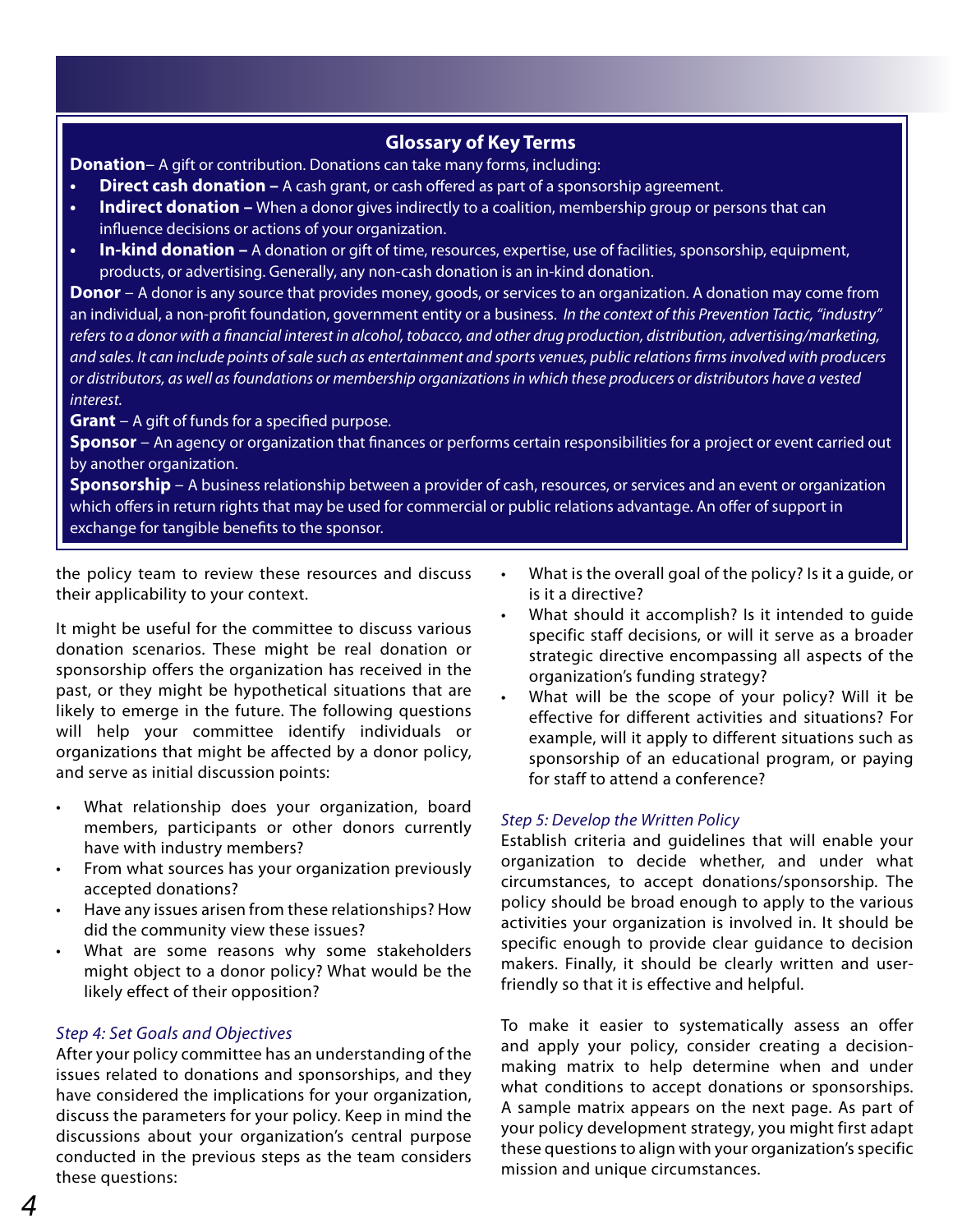## Glossary of Key Terms

**Donation**– A gift or contribution. Donations can take many forms, including:

- **Direct cash donation –** A cash grant, or cash offered as part of a sponsorship agreement.
- **Indirect donation –** When a donor gives indirectly to a coalition, membership group or persons that can influence decisions or actions of your organization.
- **In-kind donation –** A donation or gift of time, resources, expertise, use of facilities, sponsorship, equipment, products, or advertising. Generally, any non-cash donation is an in-kind donation.

**Donor** – A donor is any source that provides money, goods, or services to an organization. A donation may come from an individual, a non-profit foundation, government entity or a business. *In the context of this Prevention Tactic, "industry" refers to a donor with a financial interest in alcohol, tobacco, and other drug production, distribution, advertising/marketing, and sales. It can include points of sale such as entertainment and sports venues, public relations firms involved with producers or distributors, as well as foundations or membership organizations in which these producers or distributors have a vested interest.*

**Grant** – A gift of funds for a specified purpose.

**Sponsor** – An agency or organization that finances or performs certain responsibilities for a project or event carried out by another organization.

**Sponsorship** – A business relationship between a provider of cash, resources, or services and an event or organization which offers in return rights that may be used for commercial or public relations advantage. An offer of support in exchange for tangible benefits to the sponsor.

the policy team to review these resources and discuss their applicability to your context.

It might be useful for the committee to discuss various donation scenarios. These might be real donation or sponsorship offers the organization has received in the past, or they might be hypothetical situations that are likely to emerge in the future. The following questions will help your committee identify individuals or organizations that might be affected by a donor policy, and serve as initial discussion points:

- What relationship does your organization, board members, participants or other donors currently have with industry members?
- From what sources has your organization previously accepted donations?
- Have any issues arisen from these relationships? How did the community view these issues?
- What are some reasons why some stakeholders might object to a donor policy? What would be the likely effect of their opposition?

### *Step 4: Set Goals and Objectives*

After your policy committee has an understanding of the issues related to donations and sponsorships, and they have considered the implications for your organization, discuss the parameters for your policy. Keep in mind the discussions about your organization's central purpose conducted in the previous steps as the team considers these questions:

- What is the overall goal of the policy? Is it a guide, or is it a directive?
- What should it accomplish? Is it intended to guide specific staff decisions, or will it serve as a broader strategic directive encompassing all aspects of the organization's funding strategy?
- What will be the scope of your policy? Will it be effective for different activities and situations? For example, will it apply to different situations such as sponsorship of an educational program, or paying for staff to attend a conference?

### *Step 5: Develop the Written Policy*

Establish criteria and guidelines that will enable your organization to decide whether, and under what circumstances, to accept donations/sponsorship. The policy should be broad enough to apply to the various activities your organization is involved in. It should be specific enough to provide clear guidance to decision makers. Finally, it should be clearly written and user-friendly so that it is effective and helpful.

To make it easier to systematically assess an offer and apply your policy, consider creating a decision-making matrix to help determine when and under what conditions to accept donations or sponsorships. A sample matrix appears on the next page. As part of your policy development strategy, you might first adapt these questions to align with your organization's specific mission and unique circumstances.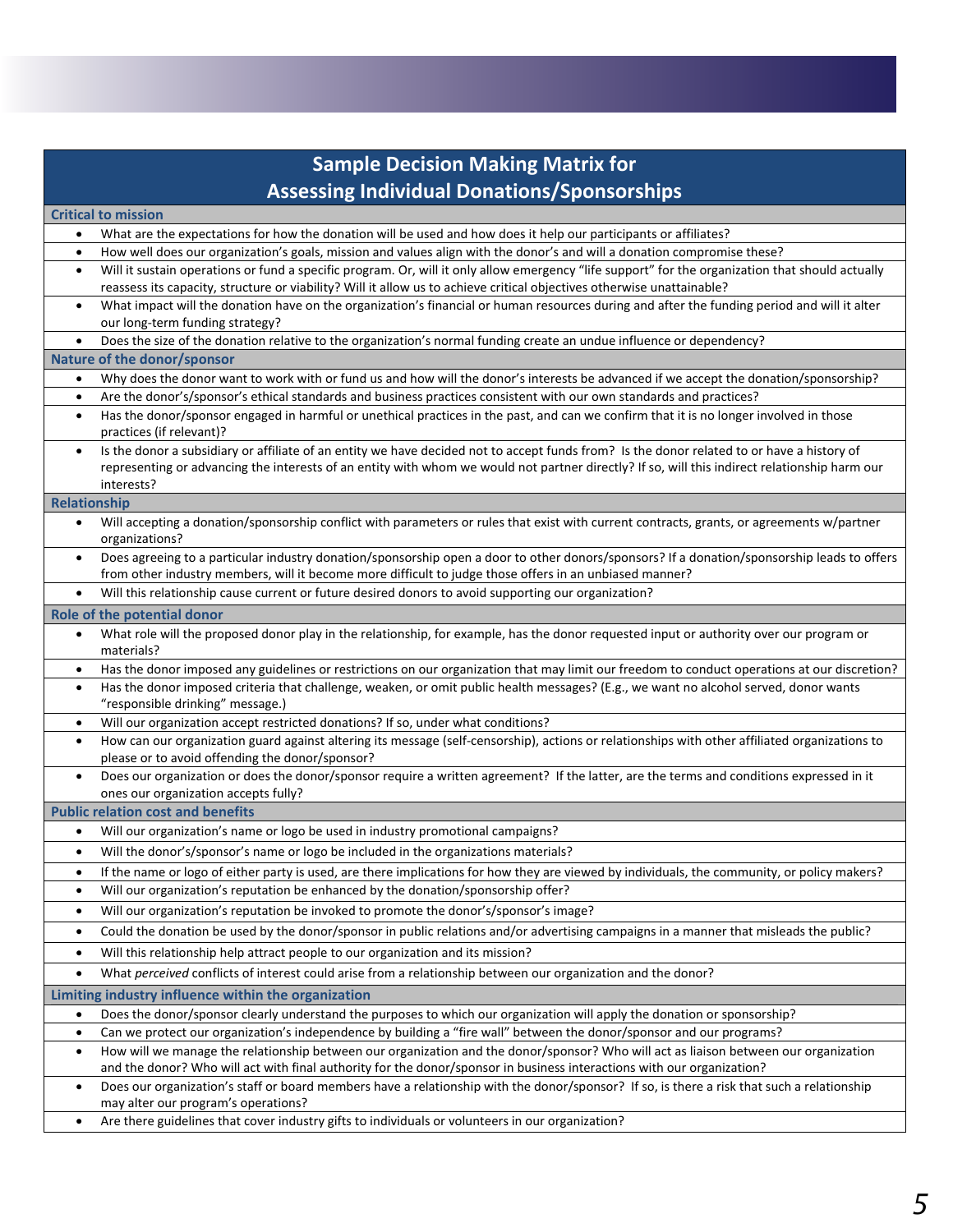## Sample Decision Making Matrix for Assessing Individual Donations/Sponsorships

### Critical to mission

- What are the expectations for how the donation will be used and how does it help our participants or affiliates?
- How well does our organization's goals, mission and values align with the donor's and will a donation compromise these?
- Will it sustain operations or fund a specific program. Or, will it only allow emergency "life support" for the organization that should actually reassess its capacity, structure or viability? Will it allow us to achieve critical objectives otherwise unattainable?
- What impact will the donation have on the organization's financial or human resources during and after the funding period and will it alter our long-term funding strategy?
- Does the size of the donation relative to the organization's normal funding create an undue influence or dependency?

### Nature of the donor/sponsor

- Why does the donor want to work with or fund us and how will the donor's interests be advanced if we accept the donation/sponsorship?
- Are the donor's/sponsor's ethical standards and business practices consistent with our own standards and practices?
- Has the donor/sponsor engaged in harmful or unethical practices in the past, and can we confirm that it is no longer involved in those practices (if relevant)?
- Is the donor a subsidiary or affiliate of an entity we have decided not to accept funds from? Is the donor related to or have a history of representing or advancing the interests of an entity with whom we would not partner directly? If so, will this indirect relationship harm our interests?

### Relationship

- Will accepting a donation/sponsorship conflict with parameters or rules that exist with current contracts, grants, or agreements w/partner organizations?
- Does agreeing to a particular industry donation/sponsorship open a door to other donors/sponsors? If a donation/sponsorship leads to offers from other industry members, will it become more difficult to judge those offers in an unbiased manner?
- Will this relationship cause current or future desired donors to avoid supporting our organization?

### Role of the potential donor

- What role will the proposed donor play in the relationship, for example, has the donor requested input or authority over our program or materials?
- Has the donor imposed any guidelines or restrictions on our organization that may limit our freedom to conduct operations at our discretion?
- Has the donor imposed criteria that challenge, weaken, or omit public health messages? (E.g., we want no alcohol served, donor wants "responsible drinking" message.)
- Will our organization accept restricted donations? If so, under what conditions?
- How can our organization guard against altering its message (self-censorship), actions or relationships with other affiliated organizations to please or to avoid offending the donor/sponsor?
- Does our organization or does the donor/sponsor require a written agreement? If the latter, are the terms and conditions expressed in it ones our organization accepts fully?

### Public relation cost and benefits

- Will our organization's name or logo be used in industry promotional campaigns?
- Will the donor's/sponsor's name or logo be included in the organizations materials?
- If the name or logo of either party is used, are there implications for how they are viewed by individuals, the community, or policy makers?
- Will our organization's reputation be enhanced by the donation/sponsorship offer?
- Will our organization's reputation be invoked to promote the donor's/sponsor's image?
- Could the donation be used by the donor/sponsor in public relations and/or advertising campaigns in a manner that misleads the public?
- Will this relationship help attract people to our organization and its mission?
- What *perceived* conflicts of interest could arise from a relationship between our organization and the donor?

### Limiting industry influence within the organization

- Does the donor/sponsor clearly understand the purposes to which our organization will apply the donation or sponsorship?
- Can we protect our organization's independence by building a "fire wall" between the donor/sponsor and our programs?
- How will we manage the relationship between our organization and the donor/sponsor? Who will act as liaison between our organization and the donor? Who will act with final authority for the donor/sponsor in business interactions with our organization?
- Does our organization's staff or board members have a relationship with the donor/sponsor? If so, is there a risk that such a relationship may alter our program's operations?
- Are there guidelines that cover industry gifts to individuals or volunteers in our organization?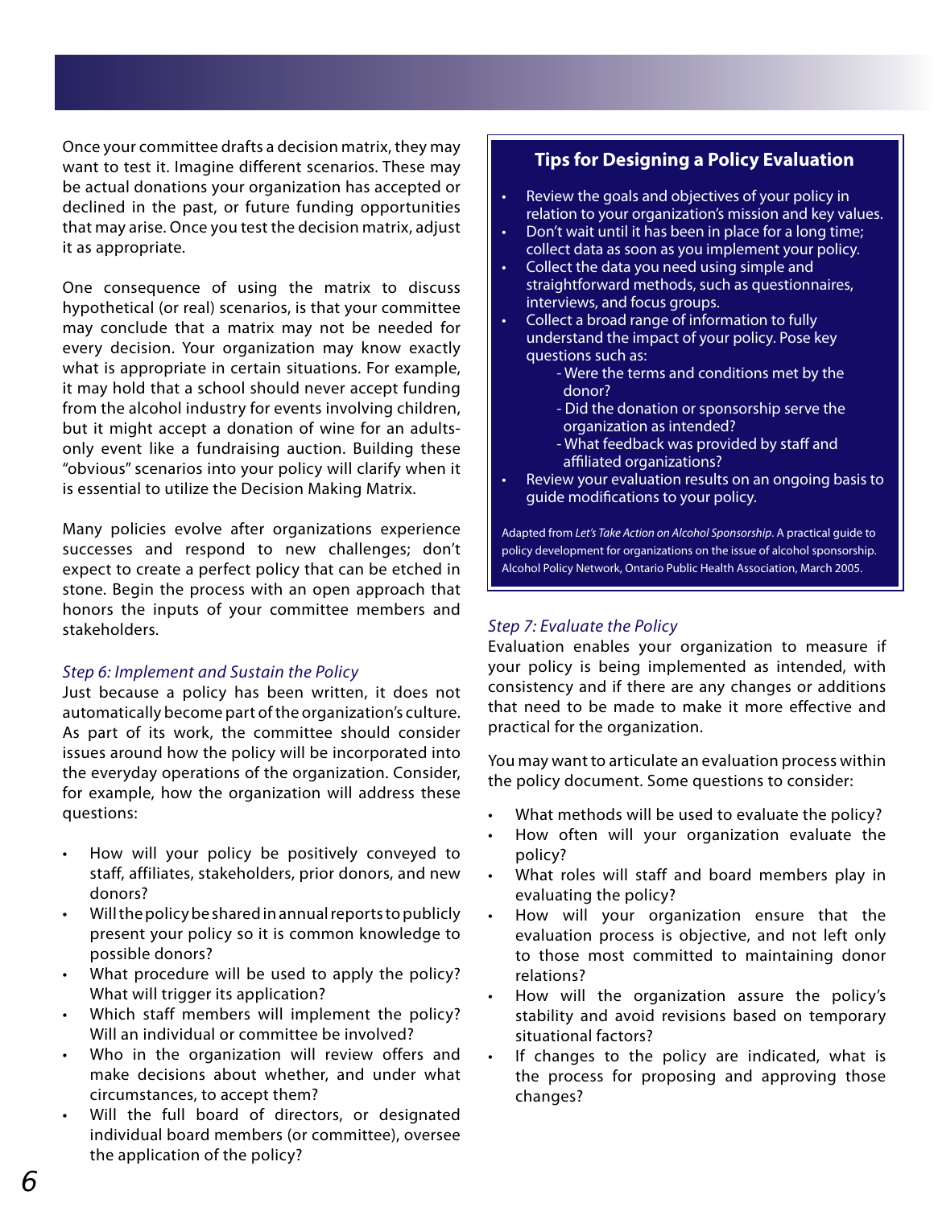Once your committee drafts a decision matrix, they may want to test it. Imagine different scenarios. These may be actual donations your organization has accepted or declined in the past, or future funding opportunities that may arise. Once you test the decision matrix, adjust it as appropriate.

One consequence of using the matrix to discuss hypothetical (or real) scenarios, is that your committee may conclude that a matrix may not be needed for every decision. Your organization may know exactly what is appropriate in certain situations. For example, it may hold that a school should never accept funding from the alcohol industry for events involving children, but it might accept a donation of wine for an adults-only event like a fundraising auction. Building these "obvious" scenarios into your policy will clarify when it is essential to utilize the Decision Making Matrix.

Many policies evolve after organizations experience successes and respond to new challenges; don't expect to create a perfect policy that can be etched in stone. Begin the process with an open approach that honors the inputs of your committee members and stakeholders.

### *Step 6: Implement and Sustain the Policy*

Just because a policy has been written, it does not automatically become part of the organization's culture. As part of its work, the committee should consider issues around how the policy will be incorporated into the everyday operations of the organization. Consider, for example, how the organization will address these questions:

- How will your policy be positively conveyed to staff, affiliates, stakeholders, prior donors, and new donors?
- Will the policy be shared in annual reports to publicly present your policy so it is common knowledge to possible donors?
- What procedure will be used to apply the policy? What will trigger its application?
- Which staff members will implement the policy? Will an individual or committee be involved?
- Who in the organization will review offers and make decisions about whether, and under what circumstances, to accept them?
- Will the full board of directors, or designated individual board members (or committee), oversee the application of the policy?

## Tips for Designing a Policy Evaluation

- Review the goals and objectives of your policy in relation to your organization's mission and key values.
- Don't wait until it has been in place for a long time; collect data as soon as you implement your policy.
- Collect the data you need using simple and straightforward methods, such as questionnaires, interviews, and focus groups.
- Collect a broad range of information to fully understand the impact of your policy. Pose key questions such as:
  - Were the terms and conditions met by the donor?
  - Did the donation or sponsorship serve the organization as intended?
  - What feedback was provided by staff and affiliated organizations?
- Review your evaluation results on an ongoing basis to guide modifications to your policy.

Adapted from *Let's Take Action on Alcohol Sponsorship*. A practical guide to policy development for organizations on the issue of alcohol sponsorship. Alcohol Policy Network, Ontario Public Health Association, March 2005.

### *Step 7: Evaluate the Policy*

Evaluation enables your organization to measure if your policy is being implemented as intended, with consistency and if there are any changes or additions that need to be made to make it more effective and practical for the organization.

You may want to articulate an evaluation process within the policy document. Some questions to consider:

- What methods will be used to evaluate the policy?
- How often will your organization evaluate the policy?
- What roles will staff and board members play in evaluating the policy?
- How will your organization ensure that the evaluation process is objective, and not left only to those most committed to maintaining donor relations?
- How will the organization assure the policy's stability and avoid revisions based on temporary situational factors?
- If changes to the policy are indicated, what is the process for proposing and approving those changes?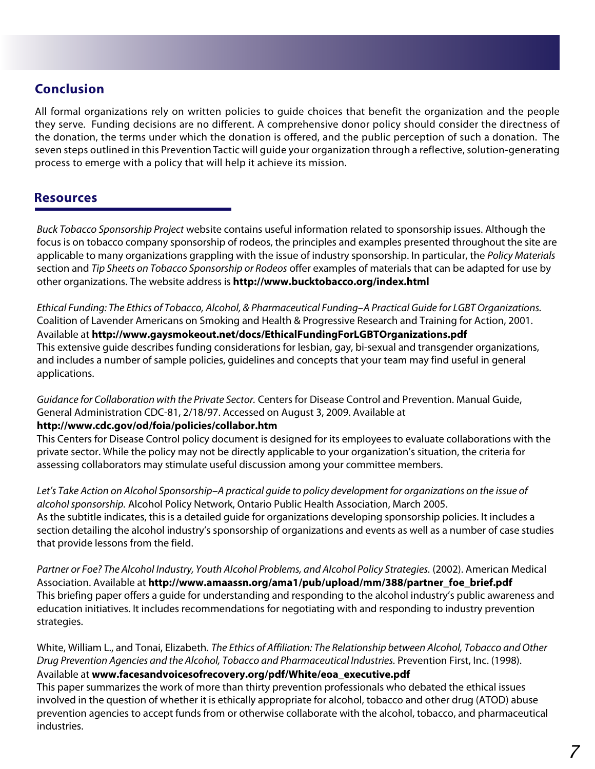## Conclusion

All formal organizations rely on written policies to guide choices that benefit the organization and the people they serve. Funding decisions are no different. A comprehensive donor policy should consider the directness of the donation, the terms under which the donation is offered, and the public perception of such a donation. The seven steps outlined in this Prevention Tactic will guide your organization through a reflective, solution-generating process to emerge with a policy that will help it achieve its mission.

## Resources

*Buck Tobacco Sponsorship Project* website contains useful information related to sponsorship issues. Although the focus is on tobacco company sponsorship of rodeos, the principles and examples presented throughout the site are applicable to many organizations grappling with the issue of industry sponsorship. In particular, the *Policy Materials* section and *Tip Sheets on Tobacco Sponsorship or Rodeos* offer examples of materials that can be adapted for use by other organizations. The website address is **http://www.bucktobacco.org/index.html**

*Ethical Funding: The Ethics of Tobacco, Alcohol, & Pharmaceutical Funding–A Practical Guide for LGBT Organizations.* Coalition of Lavender Americans on Smoking and Health & Progressive Research and Training for Action, 2001. Available at **http://www.gaysmokeout.net/docs/EthicalFundingForLGBTOrganizations.pdf**
This extensive guide describes funding considerations for lesbian, gay, bi-sexual and transgender organizations, and includes a number of sample policies, guidelines and concepts that your team may find useful in general applications.

*Guidance for Collaboration with the Private Sector.* Centers for Disease Control and Prevention. Manual Guide, General Administration CDC-81, 2/18/97. Accessed on August 3, 2009. Available at **http://www.cdc.gov/od/foia/policies/collabor.htm**
This Centers for Disease Control policy document is designed for its employees to evaluate collaborations with the private sector. While the policy may not be directly applicable to your organization's situation, the criteria for assessing collaborators may stimulate useful discussion among your committee members.

*Let's Take Action on Alcohol Sponsorship–A practical guide to policy development for organizations on the issue of alcohol sponsorship.* Alcohol Policy Network, Ontario Public Health Association, March 2005.
As the subtitle indicates, this is a detailed guide for organizations developing sponsorship policies. It includes a section detailing the alcohol industry's sponsorship of organizations and events as well as a number of case studies that provide lessons from the field.

*Partner or Foe? The Alcohol Industry, Youth Alcohol Problems, and Alcohol Policy Strategies.* (2002). American Medical Association. Available at **http://www.amaassn.org/ama1/pub/upload/mm/388/partner_foe_brief.pdf**
This briefing paper offers a guide for understanding and responding to the alcohol industry's public awareness and education initiatives. It includes recommendations for negotiating with and responding to industry prevention strategies.

White, William L., and Tonai, Elizabeth. *The Ethics of Affiliation: The Relationship between Alcohol, Tobacco and Other Drug Prevention Agencies and the Alcohol, Tobacco and Pharmaceutical Industries.* Prevention First, Inc. (1998). Available at **www.facesandvoicesofrecovery.org/pdf/White/eoa_executive.pdf**
This paper summarizes the work of more than thirty prevention professionals who debated the ethical issues involved in the question of whether it is ethically appropriate for alcohol, tobacco and other drug (ATOD) abuse prevention agencies to accept funds from or otherwise collaborate with the alcohol, tobacco, and pharmaceutical industries.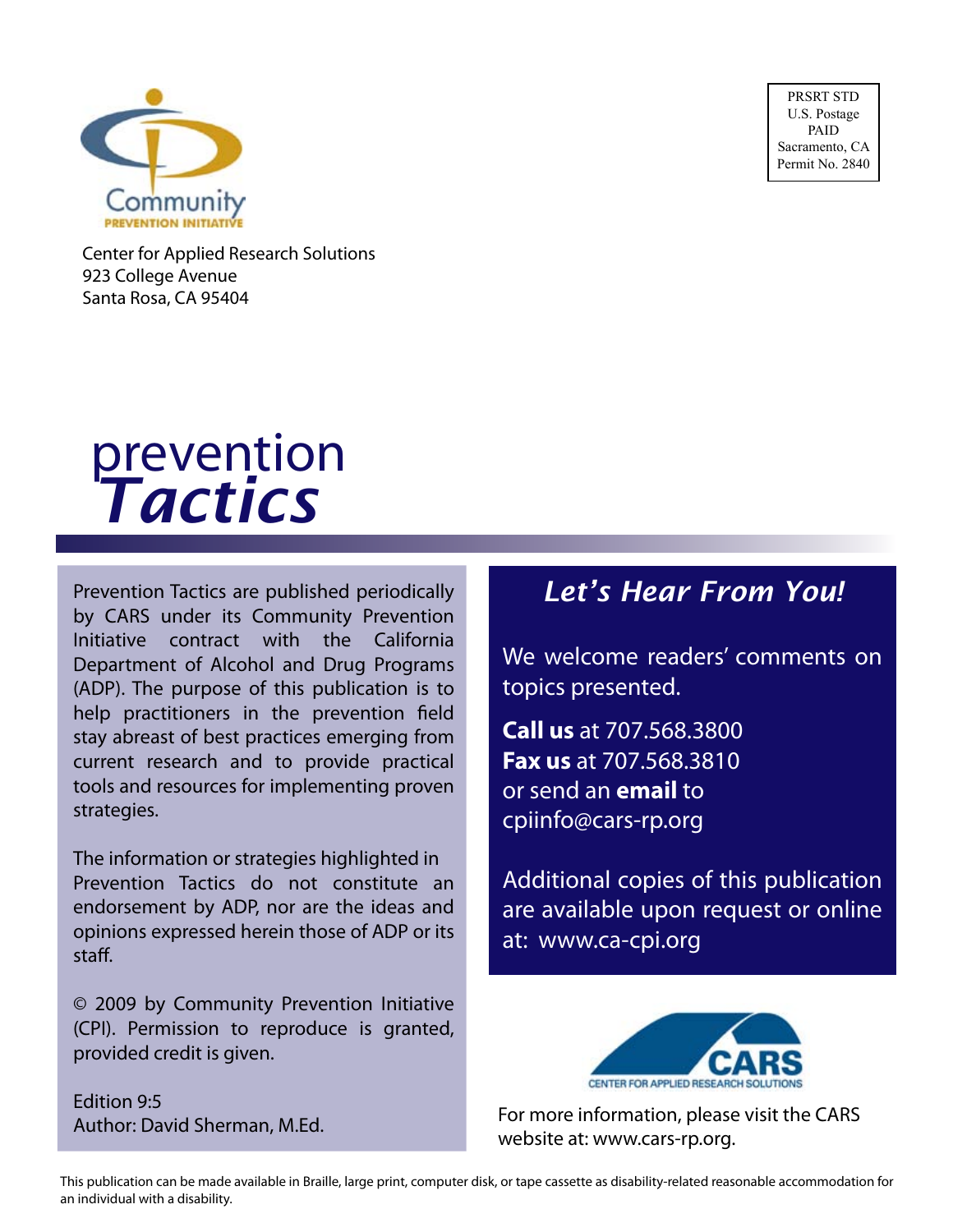Community
PREVENTION INITIATIVE

Center for Applied Research Solutions
923 College Avenue
Santa Rosa, CA 95404

PRSRT STD
U.S. Postage
PAID
Sacramento, CA
Permit No. 2840

# prevention *Tactics*

Prevention Tactics are published periodically by CARS under its Community Prevention Initiative contract with the California Department of Alcohol and Drug Programs (ADP). The purpose of this publication is to help practitioners in the prevention field stay abreast of best practices emerging from current research and to provide practical tools and resources for implementing proven strategies.

The information or strategies highlighted in Prevention Tactics do not constitute an endorsement by ADP, nor are the ideas and opinions expressed herein those of ADP or its staff.

© 2009 by Community Prevention Initiative (CPI). Permission to reproduce is granted, provided credit is given.

Edition 9:5
Author: David Sherman, M.Ed.

## *Let's Hear From You!*

We welcome readers' comments on topics presented.

**Call us** at 707.568.3800
**Fax us** at 707.568.3810
or send an **email** to
cpiinfo@cars-rp.org

Additional copies of this publication are available upon request or online at: www.ca-cpi.org

CARS
CENTER FOR APPLIED RESEARCH SOLUTIONS

For more information, please visit the CARS website at: www.cars-rp.org.

This publication can be made available in Braille, large print, computer disk, or tape cassette as disability-related reasonable accommodation for an individual with a disability.